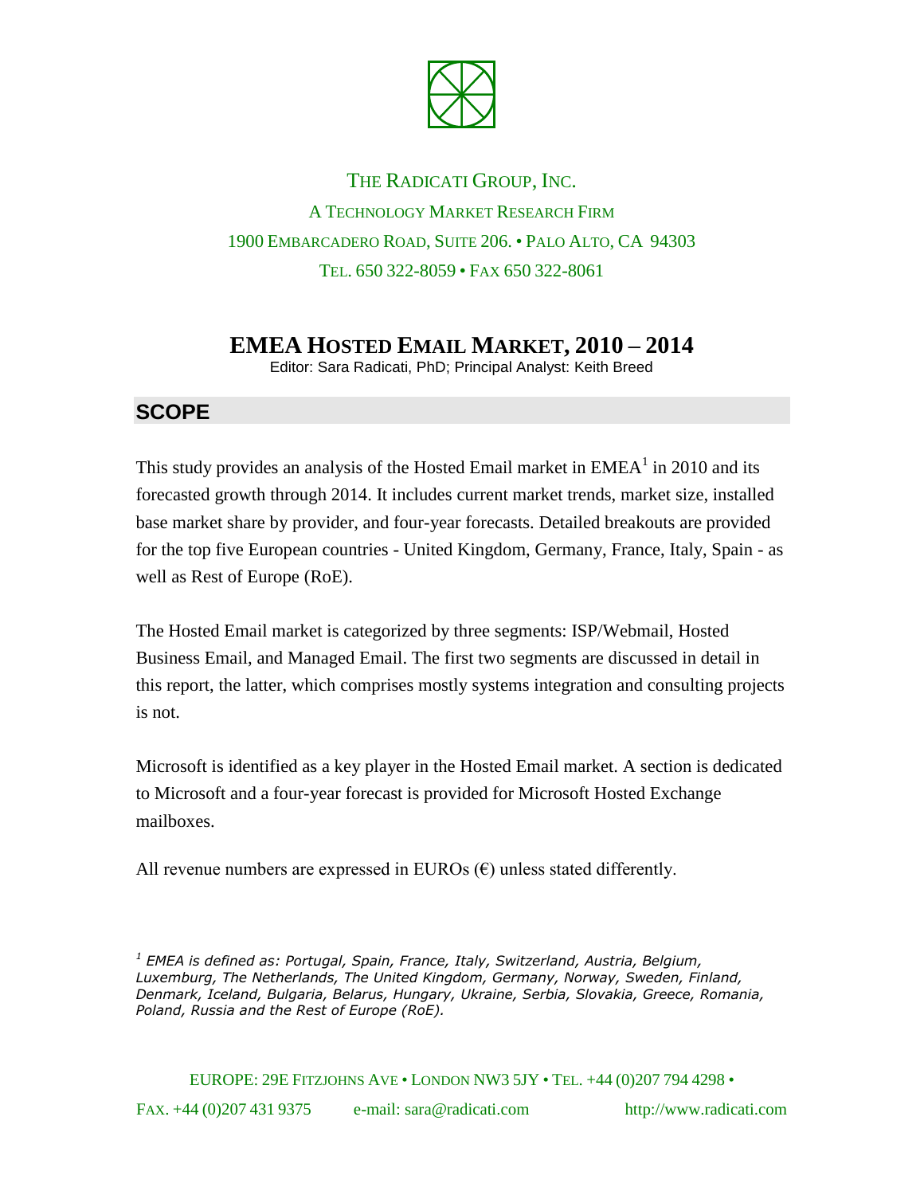THE RADICATI GROUP, INC.

A TECHNOLOGY MARKET RESEARCH FIRM

1900 EMBARCADERO ROAD, SUITE 206. • PALO ALTO, CA 94303

TEL. 650 322-8059 • FAX 650 322-8061

# EMEA HOSTED EMAIL MARKET, 2010 – 2014

Editor: Sara Radicati, PhD; Principal Analyst: Keith Breed

## SCOPE

This study provides an analysis of the Hosted Email market in EMEA[1] in 2010 and its forecasted growth through 2014. It includes current market trends, market size, installed base market share by provider, and four-year forecasts. Detailed breakouts are provided for the top five European countries - United Kingdom, Germany, France, Italy, Spain - as well as Rest of Europe (RoE).

The Hosted Email market is categorized by three segments: ISP/Webmail, Hosted Business Email, and Managed Email. The first two segments are discussed in detail in this report, the latter, which comprises mostly systems integration and consulting projects is not.

Microsoft is identified as a key player in the Hosted Email market. A section is dedicated to Microsoft and a four-year forecast is provided for Microsoft Hosted Exchange mailboxes.

All revenue numbers are expressed in EUROs (€) unless stated differently.

[1] *EMEA is defined as: Portugal, Spain, France, Italy, Switzerland, Austria, Belgium, Luxemburg, The Netherlands, The United Kingdom, Germany, Norway, Sweden, Finland, Denmark, Iceland, Bulgaria, Belarus, Hungary, Ukraine, Serbia, Slovakia, Greece, Romania, Poland, Russia and the Rest of Europe (RoE).*

EUROPE: 29E FITZJOHNS AVE • LONDON NW3 5JY • TEL. +44 (0)207 794 4298 •

FAX. +44 (0)207 431 9375 e-mail: sara@radicati.com http://www.radicati.com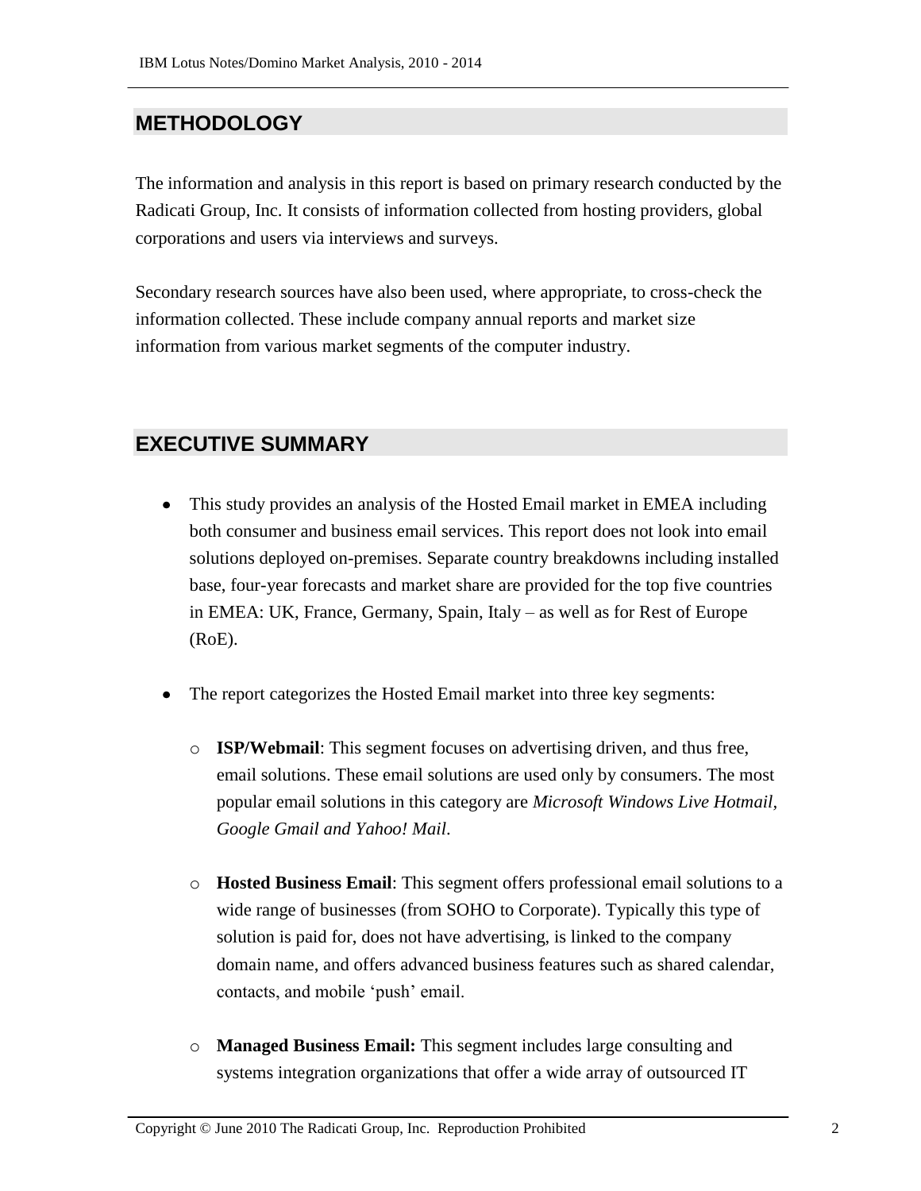## METHODOLOGY

The information and analysis in this report is based on primary research conducted by the Radicati Group, Inc. It consists of information collected from hosting providers, global corporations and users via interviews and surveys.

Secondary research sources have also been used, where appropriate, to cross-check the information collected. These include company annual reports and market size information from various market segments of the computer industry.

## EXECUTIVE SUMMARY

- This study provides an analysis of the Hosted Email market in EMEA including both consumer and business email services. This report does not look into email solutions deployed on-premises. Separate country breakdowns including installed base, four-year forecasts and market share are provided for the top five countries in EMEA: UK, France, Germany, Spain, Italy – as well as for Rest of Europe (RoE).

- The report categorizes the Hosted Email market into three key segments:

  - **ISP/Webmail**: This segment focuses on advertising driven, and thus free, email solutions. These email solutions are used only by consumers. The most popular email solutions in this category are *Microsoft Windows Live Hotmail, Google Gmail and Yahoo! Mail*.

  - **Hosted Business Email**: This segment offers professional email solutions to a wide range of businesses (from SOHO to Corporate). Typically this type of solution is paid for, does not have advertising, is linked to the company domain name, and offers advanced business features such as shared calendar, contacts, and mobile 'push' email.

  - **Managed Business Email:** This segment includes large consulting and systems integration organizations that offer a wide array of outsourced IT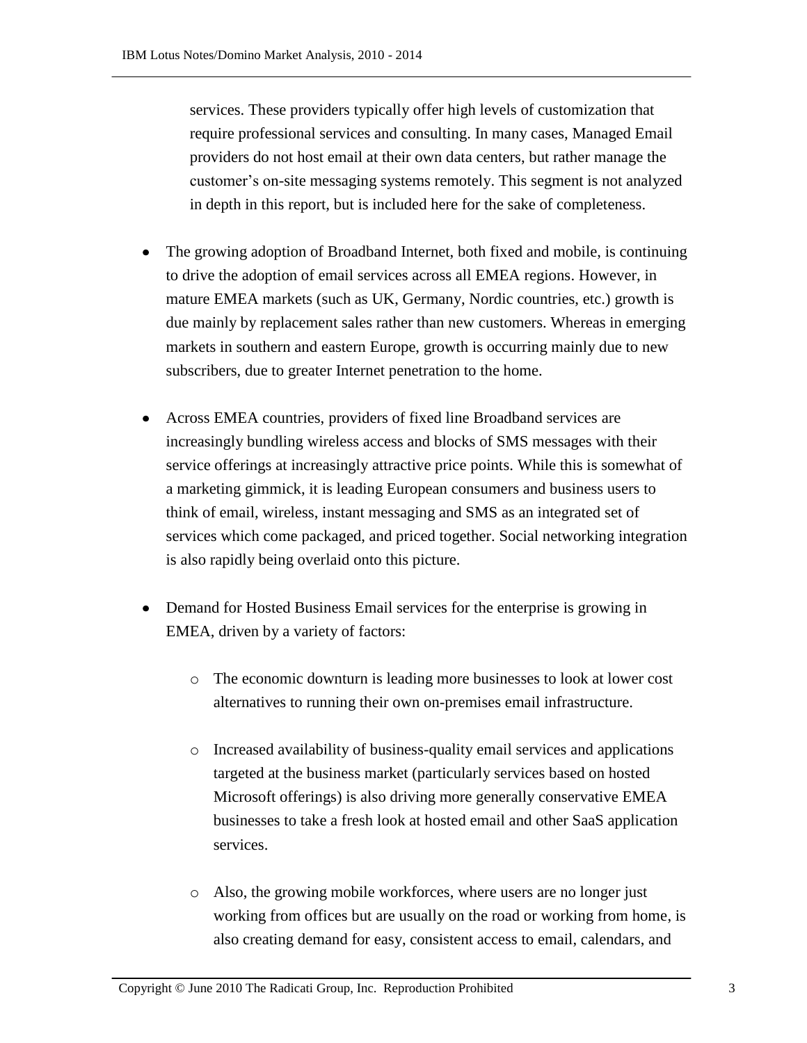services. These providers typically offer high levels of customization that require professional services and consulting. In many cases, Managed Email providers do not host email at their own data centers, but rather manage the customer's on-site messaging systems remotely. This segment is not analyzed in depth in this report, but is included here for the sake of completeness.

- The growing adoption of Broadband Internet, both fixed and mobile, is continuing to drive the adoption of email services across all EMEA regions. However, in mature EMEA markets (such as UK, Germany, Nordic countries, etc.) growth is due mainly by replacement sales rather than new customers. Whereas in emerging markets in southern and eastern Europe, growth is occurring mainly due to new subscribers, due to greater Internet penetration to the home.

- Across EMEA countries, providers of fixed line Broadband services are increasingly bundling wireless access and blocks of SMS messages with their service offerings at increasingly attractive price points. While this is somewhat of a marketing gimmick, it is leading European consumers and business users to think of email, wireless, instant messaging and SMS as an integrated set of services which come packaged, and priced together. Social networking integration is also rapidly being overlaid onto this picture.

- Demand for Hosted Business Email services for the enterprise is growing in EMEA, driven by a variety of factors:

    - The economic downturn is leading more businesses to look at lower cost alternatives to running their own on-premises email infrastructure.

    - Increased availability of business-quality email services and applications targeted at the business market (particularly services based on hosted Microsoft offerings) is also driving more generally conservative EMEA businesses to take a fresh look at hosted email and other SaaS application services.

    - Also, the growing mobile workforces, where users are no longer just working from offices but are usually on the road or working from home, is also creating demand for easy, consistent access to email, calendars, and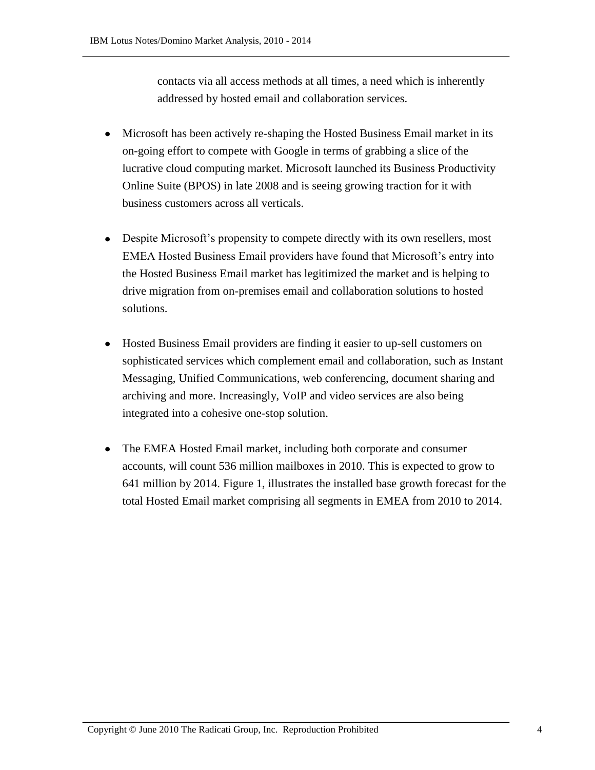contacts via all access methods at all times, a need which is inherently addressed by hosted email and collaboration services.

- Microsoft has been actively re-shaping the Hosted Business Email market in its on-going effort to compete with Google in terms of grabbing a slice of the lucrative cloud computing market. Microsoft launched its Business Productivity Online Suite (BPOS) in late 2008 and is seeing growing traction for it with business customers across all verticals.

- Despite Microsoft's propensity to compete directly with its own resellers, most EMEA Hosted Business Email providers have found that Microsoft's entry into the Hosted Business Email market has legitimized the market and is helping to drive migration from on-premises email and collaboration solutions to hosted solutions.

- Hosted Business Email providers are finding it easier to up-sell customers on sophisticated services which complement email and collaboration, such as Instant Messaging, Unified Communications, web conferencing, document sharing and archiving and more. Increasingly, VoIP and video services are also being integrated into a cohesive one-stop solution.

- The EMEA Hosted Email market, including both corporate and consumer accounts, will count 536 million mailboxes in 2010. This is expected to grow to 641 million by 2014. Figure 1, illustrates the installed base growth forecast for the total Hosted Email market comprising all segments in EMEA from 2010 to 2014.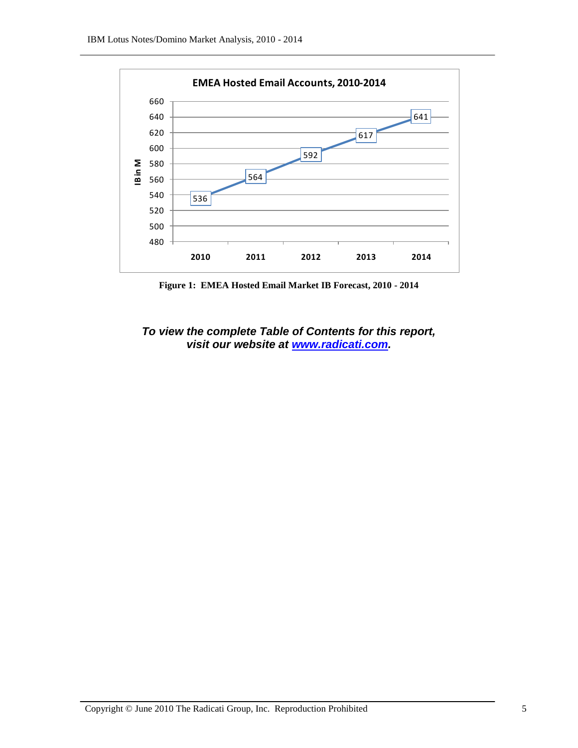EMEA Hosted Email Accounts, 2010-2014

IB in M

660
640
620
600
580
560
540
520
500
480

536
564
592
617
641

2010
2011
2012
2013
2014

**Figure 1: EMEA Hosted Email Market IB Forecast, 2010 - 2014**

***To view the complete Table of Contents for this report, visit our website at [www.radicati.com](http://www.radicati.com).***